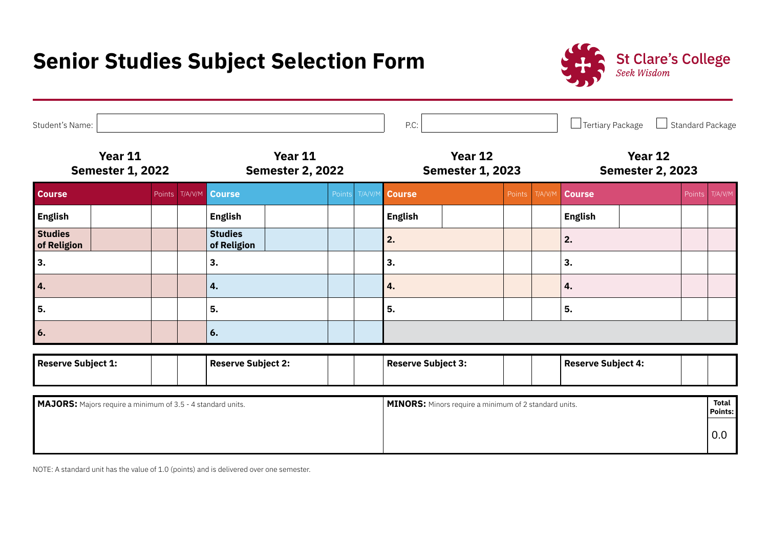# Senior Studies Subject Selection Form

**St Clare's College**
*Seek Wisdom*

Student's Name: | P.C.: | ☐ Tertiary Package ☐ Standard Package

| Year 11<br>Semester 1, 2022 | | | | Year 11<br>Semester 2, 2022 | | | | Year 12<br>Semester 1, 2023 | | | | Year 12<br>Semester 2, 2023 | | | |
|---|---|---|---|---|---|---|---|---|---|---|---|---|---|---|---|
| **Course** | | Points | T/A/V/M | **Course** | | Points | T/A/V/M | **Course** | | Points | T/A/V/M | **Course** | | Points | T/A/V/M |
| **English** | | | | **English** | | | | **English** | | | | **English** | | | |
| **Studies of Religion** | | | | **Studies of Religion** | | | | **2.** | | | | **2.** | | | |
| **3.** | | | | **3.** | | | | **3.** | | | | **3.** | | | |
| **4.** | | | | **4.** | | | | **4.** | | | | **4.** | | | |
| **5.** | | | | **5.** | | | | **5.** | | | | **5.** | | | |
| **6.** | | | | **6.** | | | | | | | | | | | |

| **Reserve Subject 1:** | | | **Reserve Subject 2:** | | | **Reserve Subject 3:** | | | **Reserve Subject 4:** | | |
|---|---|---|---|---|---|---|---|---|---|---|---|

| **MAJORS:** Majors require a minimum of 3.5 - 4 standard units. | **MINORS:** Minors require a minimum of 2 standard units. | **Total Points:** |
|---|---|---|
| | | 0.0 |

NOTE: A standard unit has the value of 1.0 (points) and is delivered over one semester.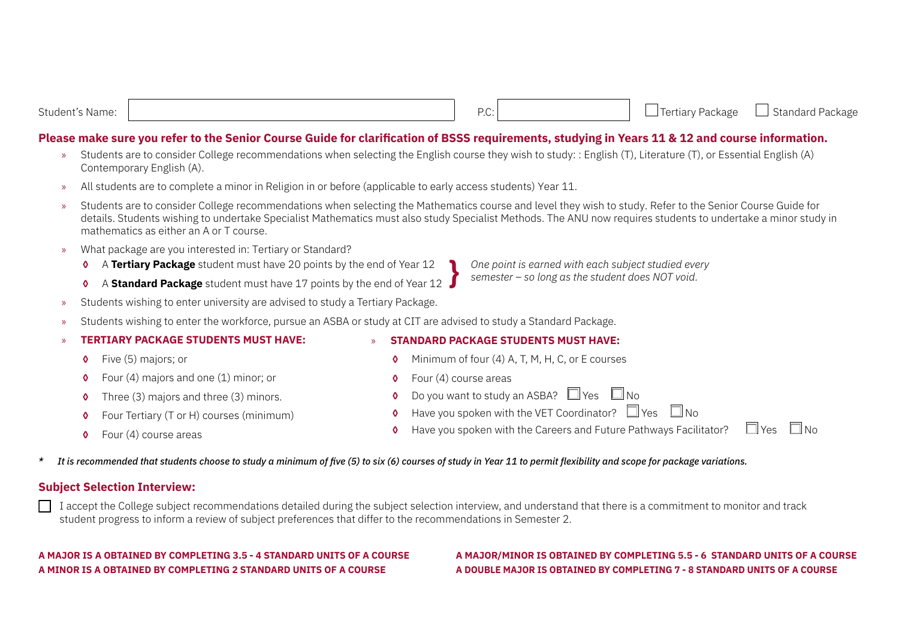Student's Name: ____________________ P.C: __________ ☐ Tertiary Package ☐ Standard Package

**Please make sure you refer to the Senior Course Guide for clarification of BSSS requirements, studying in Years 11 & 12 and course information.**

- Students are to consider College recommendations when selecting the English course they wish to study: : English (T), Literature (T), or Essential English (A) Contemporary English (A).
- All students are to complete a minor in Religion in or before (applicable to early access students) Year 11.
- Students are to consider College recommendations when selecting the Mathematics course and level they wish to study. Refer to the Senior Course Guide for details. Students wishing to undertake Specialist Mathematics must also study Specialist Methods. The ANU now requires students to undertake a minor study in mathematics as either an A or T course.
- What package are you interested in: Tertiary or Standard?
  - A **Tertiary Package** student must have 20 points by the end of Year 12
  - A **Standard Package** student must have 17 points by the end of Year 12

  *One point is earned with each subject studied every semester – so long as the student does NOT void.*
- Students wishing to enter university are advised to study a Tertiary Package.
- Students wishing to enter the workforce, pursue an ASBA or study at CIT are advised to study a Standard Package.
- **TERTIARY PACKAGE STUDENTS MUST HAVE:**
  - Five (5) majors; or
  - Four (4) majors and one (1) minor; or
  - Three (3) majors and three (3) minors.
  - Four Tertiary (T or H) courses (minimum)
  - Four (4) course areas
- **STANDARD PACKAGE STUDENTS MUST HAVE:**
  - Minimum of four (4) A, T, M, H, C, or E courses
  - Four (4) course areas
  - Do you want to study an ASBA? ☐ Yes ☐ No
  - Have you spoken with the VET Coordinator? ☐ Yes ☐ No
  - Have you spoken with the Careers and Future Pathways Facilitator? ☐ Yes ☐ No

* *It is recommended that students choose to study a minimum of five (5) to six (6) courses of study in Year 11 to permit flexibility and scope for package variations.*

## Subject Selection Interview:

☐ I accept the College subject recommendations detailed during the subject selection interview, and understand that there is a commitment to monitor and track student progress to inform a review of subject preferences that differ to the recommendations in Semester 2.

**A MAJOR IS A OBTAINED BY COMPLETING 3.5 - 4 STANDARD UNITS OF A COURSE**
**A MINOR IS A OBTAINED BY COMPLETING 2 STANDARD UNITS OF A COURSE**

**A MAJOR/MINOR IS OBTAINED BY COMPLETING 5.5 - 6 STANDARD UNITS OF A COURSE**
**A DOUBLE MAJOR IS OBTAINED BY COMPLETING 7 - 8 STANDARD UNITS OF A COURSE**